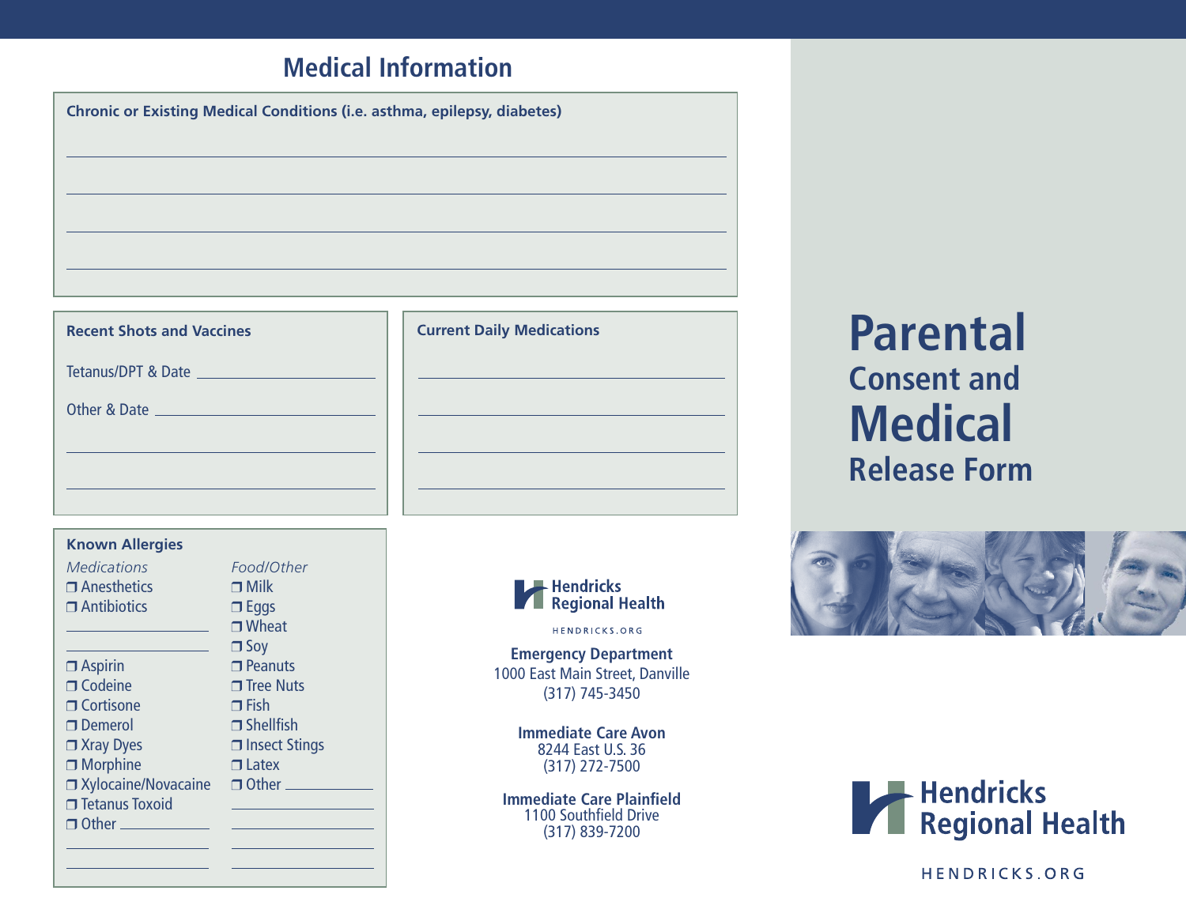## Medical Information

**Chronic or Existing Medical Conditions (i.e. asthma, epilepsy, diabetes)**

______________________________________________

______________________________________________

______________________________________________

______________________________________________

**Recent Shots and Vaccines**

Tetanus/DPT & Date ____________________

Other & Date ____________________

______________________________

______________________________

**Current Daily Medications**

______________________________

______________________________

______________________________

______________________________

**Known Allergies**

*Medications*

- ❐ Anesthetics
- ❐ Antibiotics

______________________

______________________

- ❐ Aspirin
- ❐ Codeine
- ❐ Cortisone
- ❐ Demerol
- ❐ Xray Dyes
- ❐ Morphine
- ❐ Xylocaine/Novacaine
- ❐ Tetanus Toxoid
- ❐ Other ____________

______________________

______________________

*Food/Other*

- ❐ Milk
- ❐ Eggs
- ❐ Wheat
- ❐ Soy
- ❐ Peanuts
- ❐ Tree Nuts
- ❐ Fish
- ❐ Shellfish
- ❐ Insect Stings
- ❐ Latex
- ❐ Other ____________

______________________

______________________

______________________

______________________

Hendricks Regional Health

HENDRICKS.ORG

**Emergency Department**
1000 East Main Street, Danville
(317) 745-3450

**Immediate Care Avon**
8244 East U.S. 36
(317) 272-7500

**Immediate Care Plainfield**
1100 Southfield Drive
(317) 839-7200

# Parental Consent and Medical Release Form

Hendricks Regional Health

HENDRICKS.ORG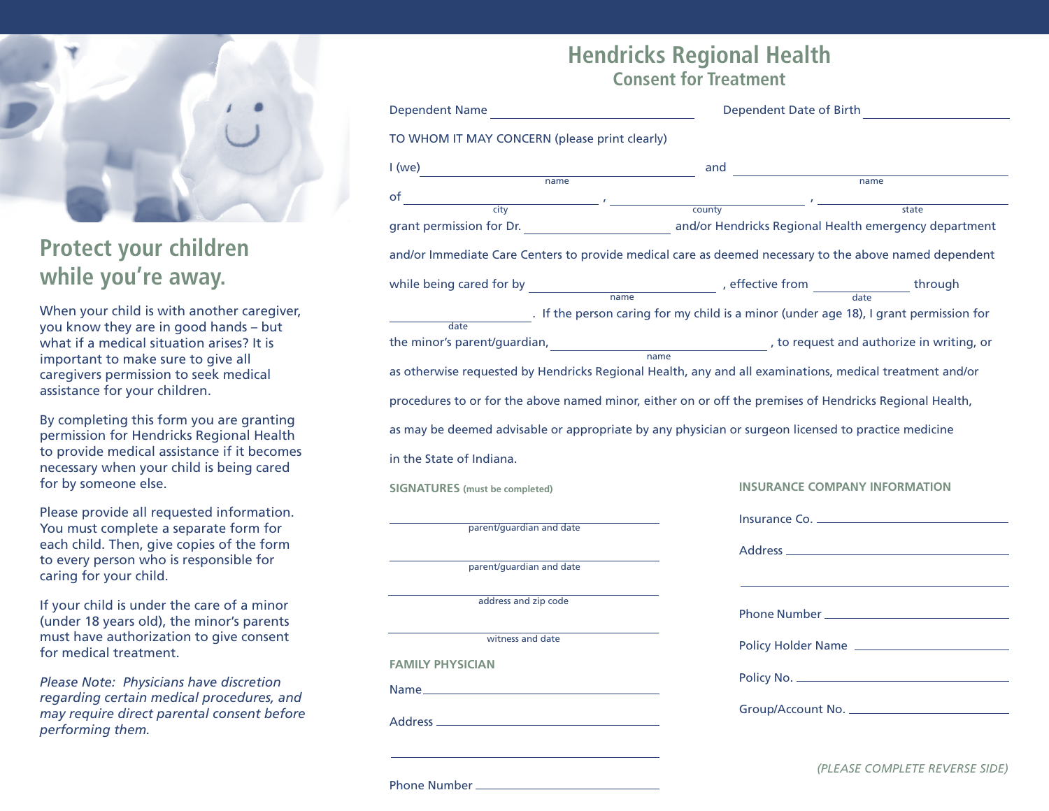## Protect your children while you're away.

When your child is with another caregiver, you know they are in good hands – but what if a medical situation arises? It is important to make sure to give all caregivers permission to seek medical assistance for your children.

By completing this form you are granting permission for Hendricks Regional Health to provide medical assistance if it becomes necessary when your child is being cared for by someone else.

Please provide all requested information. You must complete a separate form for each child. Then, give copies of the form to every person who is responsible for caring for your child.

If your child is under the care of a minor (under 18 years old), the minor's parents must have authorization to give consent for medical treatment.

*Please Note: Physicians have discretion regarding certain medical procedures, and may require direct parental consent before performing them.*

# Hendricks Regional Health

## Consent for Treatment

Dependent Name ______________________ Dependent Date of Birth ______________________

TO WHOM IT MAY CONCERN (please print clearly)

I (we) ______________________ (name) and ______________________ (name)

of ______________________ (city) , ______________________ (county) , ______________________ (state)

grant permission for Dr. ______________________ and/or Hendricks Regional Health emergency department and/or Immediate Care Centers to provide medical care as deemed necessary to the above named dependent while being cared for by ______________________ (name) , effective from ____________ (date) through ____________ (date) . If the person caring for my child is a minor (under age 18), I grant permission for the minor's parent/guardian, ______________________ (name) , to request and authorize in writing, or as otherwise requested by Hendricks Regional Health, any and all examinations, medical treatment and/or procedures to or for the above named minor, either on or off the premises of Hendricks Regional Health, as may be deemed advisable or appropriate by any physician or surgeon licensed to practice medicine in the State of Indiana.

**SIGNATURES** (must be completed)

______________________
parent/guardian and date

______________________
parent/guardian and date

______________________
address and zip code

______________________
witness and date

**FAMILY PHYSICIAN**

Name ______________________

Address ______________________

______________________

Phone Number ______________________

**INSURANCE COMPANY INFORMATION**

Insurance Co. ______________________

Address ______________________

______________________

Phone Number ______________________

Policy Holder Name ______________________

Policy No. ______________________

Group/Account No. ______________________

*(PLEASE COMPLETE REVERSE SIDE)*